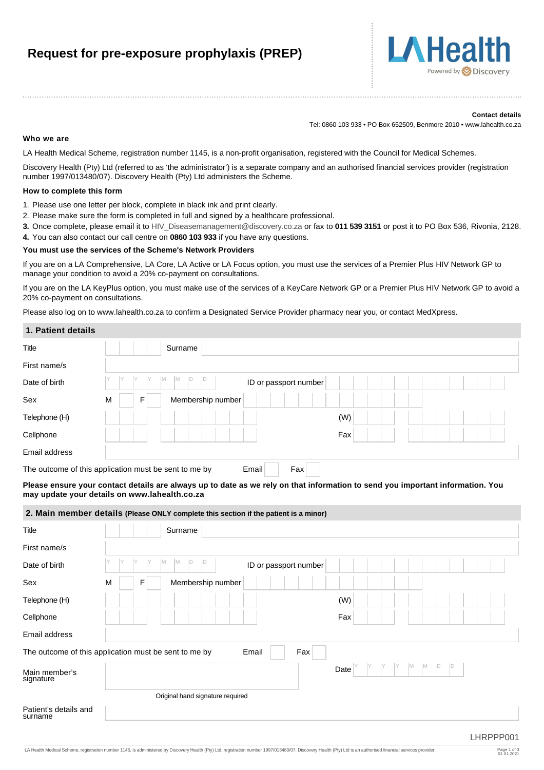# Request for pre-exposure prophylaxis (PREP)

LA Health
Powered by Discovery

**Contact details**

Tel: 0860 103 933 • PO Box 652509, Benmore 2010 • www.lahealth.co.za

**Who we are**

LA Health Medical Scheme, registration number 1145, is a non-profit organisation, registered with the Council for Medical Schemes.

Discovery Health (Pty) Ltd (referred to as 'the administrator') is a separate company and an authorised financial services provider (registration number 1997/013480/07). Discovery Health (Pty) Ltd administers the Scheme.

**How to complete this form**

1. Please use one letter per block, complete in black ink and print clearly.
2. Please make sure the form is completed in full and signed by a healthcare professional.
3. Once complete, please email it to HIV_Diseasemanagement@discovery.co.za or fax to **011 539 3151** or post it to PO Box 536, Rivonia, 2128.
4. You can also contact our call centre on **0860 103 933** if you have any questions.

**You must use the services of the Scheme's Network Providers**

If you are on a LA Comprehensive, LA Core, LA Active or LA Focus option, you must use the services of a Premier Plus HIV Network GP to manage your condition to avoid a 20% co-payment on consultations.

If you are on the LA KeyPlus option, you must make use of the services of a KeyCare Network GP or a Premier Plus HIV Network GP to avoid a 20% co-payment on consultations.

Please also log on to www.lahealth.co.za to confirm a Designated Service Provider pharmacy near you, or contact MedXpress.

## 1. Patient details

| | | | |
|---|---|---|---|
| Title | | Surname | |
| First name/s | | | |
| Date of birth | Y Y Y Y M M D D | ID or passport number | |
| Sex | M ☐ F ☐ | Membership number | |
| Telephone (H) | | (W) | |
| Cellphone | | Fax | |
| Email address | | | |

The outcome of this application must be sent to me by Email ☐ Fax ☐

**Please ensure your contact details are always up to date as we rely on that information to send you important information. You may update your details on www.lahealth.co.za**

## 2. Main member details (Please ONLY complete this section if the patient is a minor)

| | | | |
|---|---|---|---|
| Title | | Surname | |
| First name/s | | | |
| Date of birth | Y Y Y Y M M D D | ID or passport number | |
| Sex | M ☐ F ☐ | Membership number | |
| Telephone (H) | | (W) | |
| Cellphone | | Fax | |
| Email address | | | |

The outcome of this application must be sent to me by Email ☐ Fax ☐

| | | | |
|---|---|---|---|
| Main member's signature | | Date | Y Y Y Y M M D D |
| | Original hand signature required | | |
| Patient's details and surname | | | |

LHRPPP001

LA Health Medical Scheme, registration number 1145, is administered by Discovery Health (Pty) Ltd, registration number 1997/013480/07. Discovery Health (Pty) Ltd is an authorised financial services provider.

01.01.2021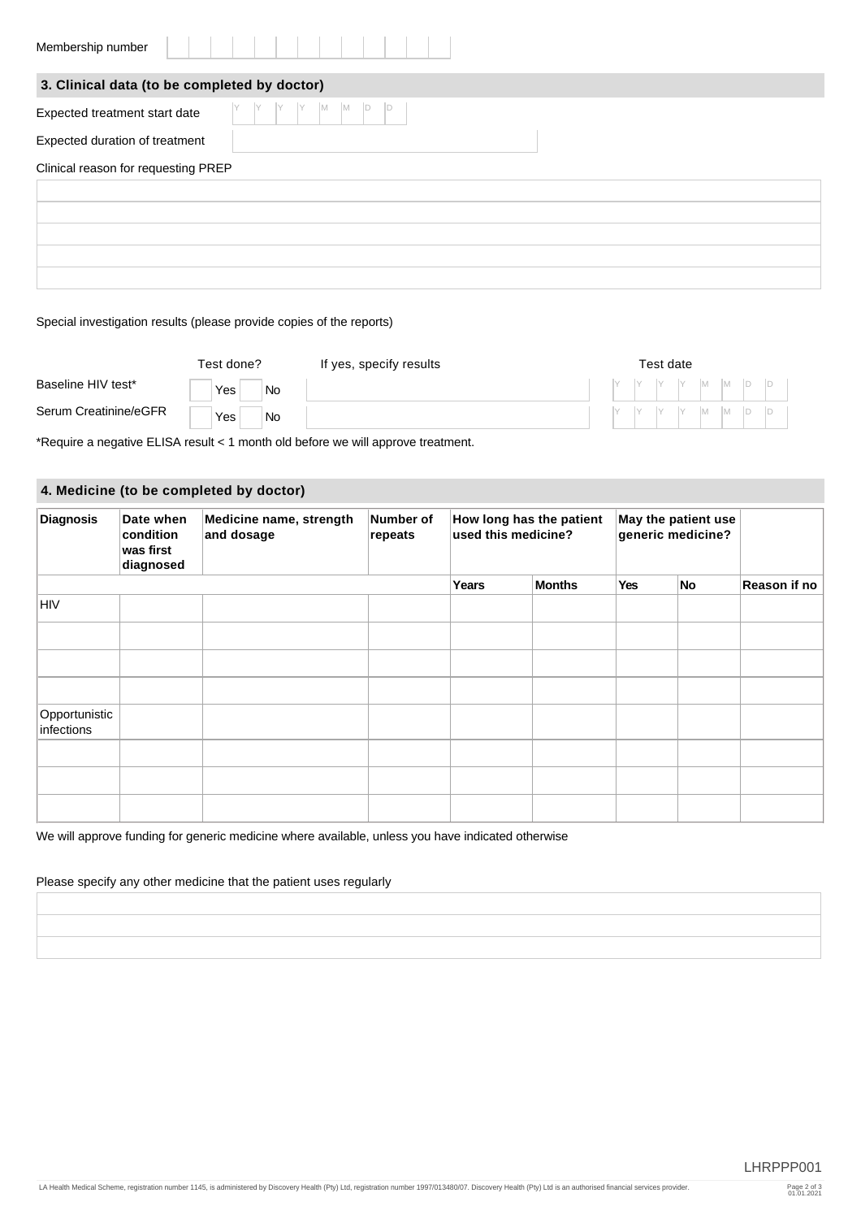Membership number | | | | | | | | | | | | | |

## 3. Clinical data (to be completed by doctor)

Expected treatment start date Y Y Y Y M M D D

Expected duration of treatment

Clinical reason for requesting PREP

Special investigation results (please provide copies of the reports)

| | Test done? | If yes, specify results | Test date |
|---|---|---|---|
| Baseline HIV test* | Yes No | | Y Y Y Y M M D D |
| Serum Creatinine/eGFR | Yes No | | Y Y Y Y M M D D |

*Require a negative ELISA result < 1 month old before we will approve treatment.

## 4. Medicine (to be completed by doctor)

| Diagnosis | Date when condition was first diagnosed | Medicine name, strength and dosage | Number of repeats | How long has the patient used this medicine? | | May the patient use generic medicine? | | |
|---|---|---|---|---|---|---|---|---|
| | | | | Years | Months | Yes | No | Reason if no |
| HIV | | | | | | | | |
| | | | | | | | | |
| | | | | | | | | |
| | | | | | | | | |
| Opportunistic infections | | | | | | | | |
| | | | | | | | | |
| | | | | | | | | |
| | | | | | | | | |

We will approve funding for generic medicine where available, unless you have indicated otherwise

Please specify any other medicine that the patient uses regularly

LHRPPP001

LA Health Medical Scheme, registration number 1145, is administered by Discovery Health (Pty) Ltd, registration number 1997/013480/07. Discovery Health (Pty) Ltd is an authorised financial services provider.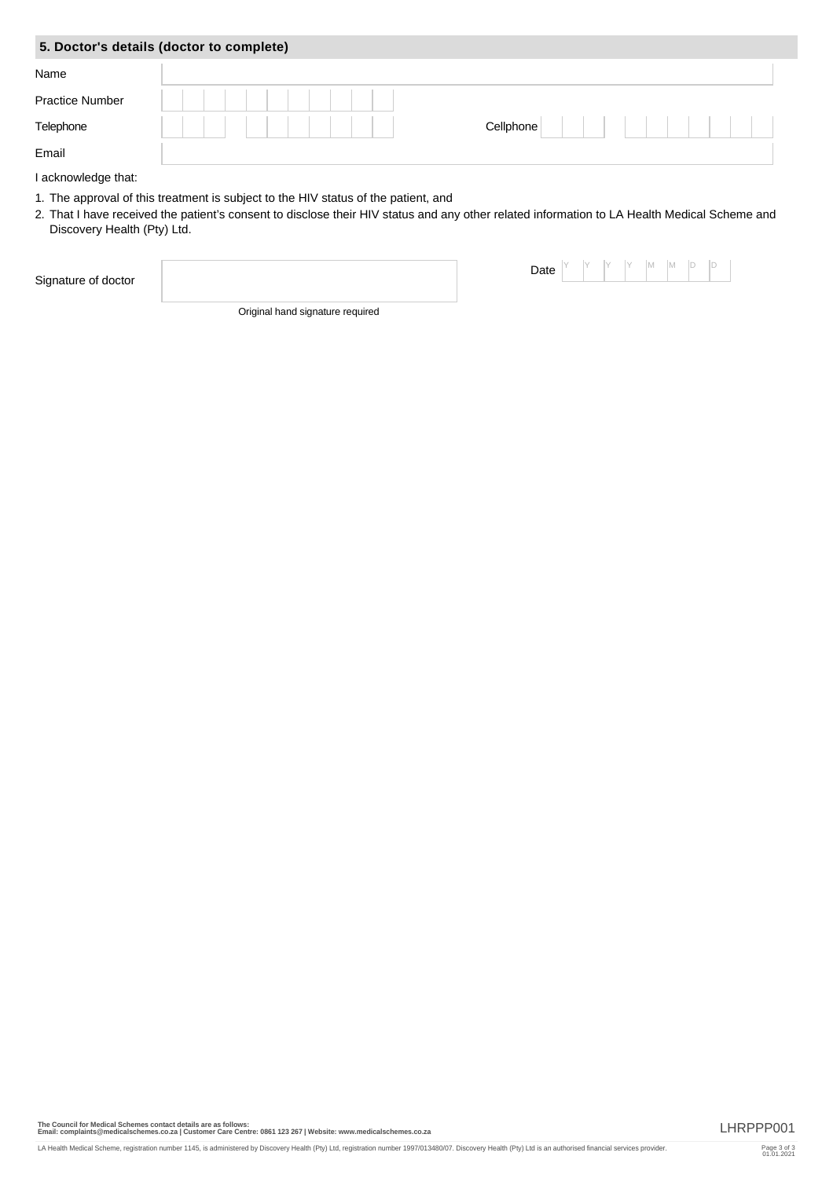## 5. Doctor's details (doctor to complete)

| | |
|---|---|
| Name | |
| Practice Number | |
| Telephone | |
| Cellphone | |
| Email | |

I acknowledge that:

1. The approval of this treatment is subject to the HIV status of the patient, and
2. That I have received the patient's consent to disclose their HIV status and any other related information to LA Health Medical Scheme and Discovery Health (Pty) Ltd.

Signature of doctor

Original hand signature required

Date Y Y Y Y M M D D

The Council for Medical Schemes contact details are as follows:
Email: complaints@medicalschemes.co.za | Customer Care Centre: 0861 123 267 | Website: www.medicalschemes.co.za

LHRPPP001

LA Health Medical Scheme, registration number 1145, is administered by Discovery Health (Pty) Ltd, registration number 1997/013480/07. Discovery Health (Pty) Ltd is an authorised financial services provider.